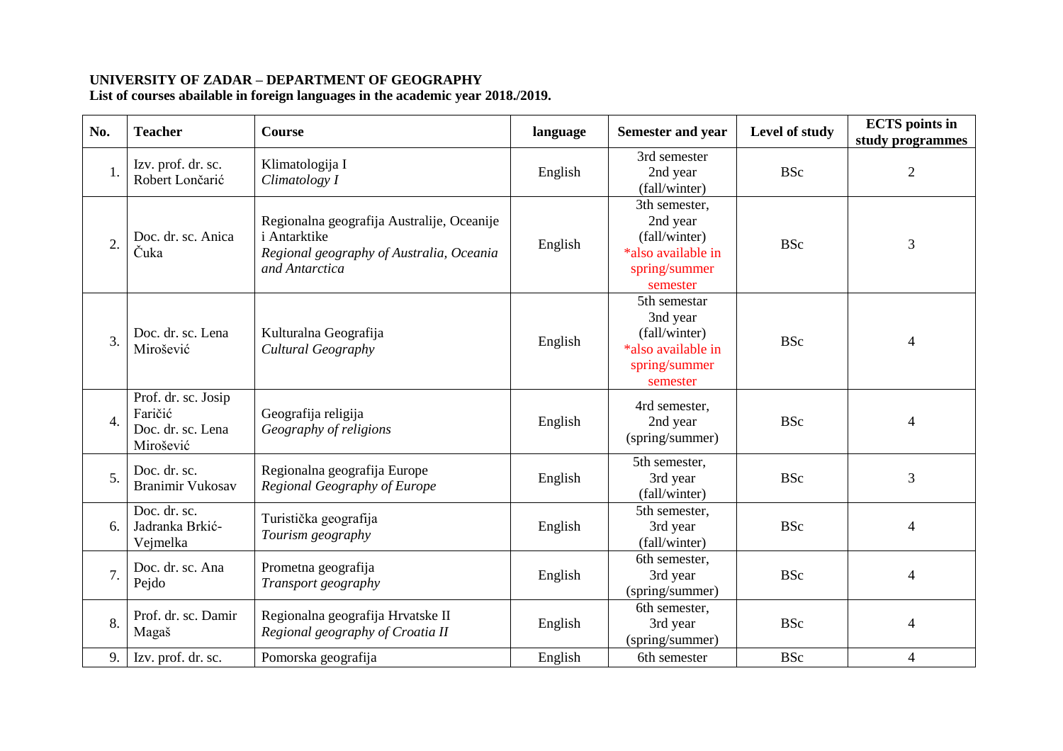**UNIVERSITY OF ZADAR – DEPARTMENT OF GEOGRAPHY**
**List of courses abailable in foreign languages in the academic year 2018./2019.**

| No. | Teacher | Course | language | Semester and year | Level of study | ECTS points in study programmes |
|---|---|---|---|---|---|---|
| 1. | Izv. prof. dr. sc. Robert Lončarić | Klimatologija I *Climatology I* | English | 3rd semester 2nd year (fall/winter) | BSc | 2 |
| 2. | Doc. dr. sc. Anica Čuka | Regionalna geografija Australije, Oceanije i Antarktike *Regional geography of Australia, Oceania and Antarctica* | English | 3th semester, 2nd year (fall/winter) *also available in spring/summer semester | BSc | 3 |
| 3. | Doc. dr. sc. Lena Mirošević | Kulturalna Geografija *Cultural Geography* | English | 5th semestar 3nd year (fall/winter) *also available in spring/summer semester | BSc | 4 |
| 4. | Prof. dr. sc. Josip Faričić Doc. dr. sc. Lena Mirošević | Geografija religija *Geography of religions* | English | 4rd semester, 2nd year (spring/summer) | BSc | 4 |
| 5. | Doc. dr. sc. Branimir Vukosav | Regionalna geografija Europe *Regional Geography of Europe* | English | 5th semester, 3rd year (fall/winter) | BSc | 3 |
| 6. | Doc. dr. sc. Jadranka Brkić-Vejmelka | Turistička geografija *Tourism geography* | English | 5th semester, 3rd year (fall/winter) | BSc | 4 |
| 7. | Doc. dr. sc. Ana Pejdo | Prometna geografija *Transport geography* | English | 6th semester, 3rd year (spring/summer) | BSc | 4 |
| 8. | Prof. dr. sc. Damir Magaš | Regionalna geografija Hrvatske II *Regional geography of Croatia II* | English | 6th semester, 3rd year (spring/summer) | BSc | 4 |
| 9. | Izv. prof. dr. sc. | Pomorska geografija | English | 6th semester | BSc | 4 |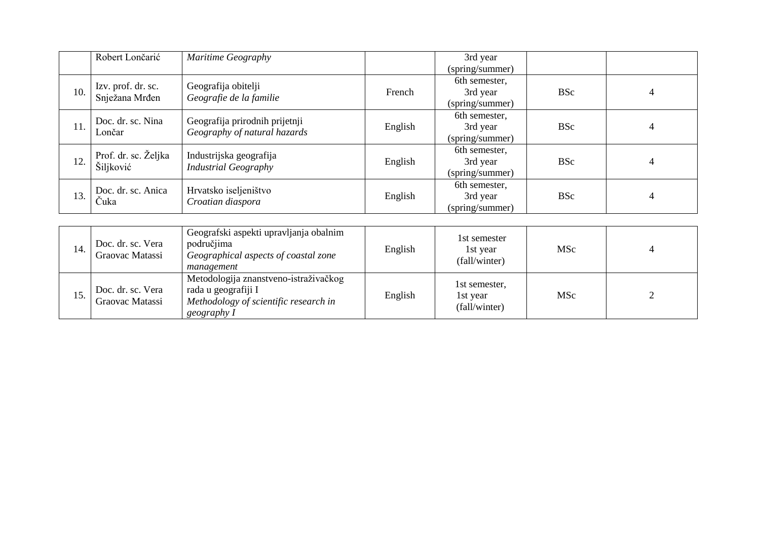| | | | | | | |
|---|---|---|---|---|---|---|
| | Robert Lončarić | *Maritime Geography* | | 3rd year (spring/summer) | | |
| 10. | Izv. prof. dr. sc. Snježana Mrđen | Geografija obitelji *Geografie de la familie* | French | 6th semester, 3rd year (spring/summer) | BSc | 4 |
| 11. | Doc. dr. sc. Nina Lončar | Geografija prirodnih prijetnji *Geography of natural hazards* | English | 6th semester, 3rd year (spring/summer) | BSc | 4 |
| 12. | Prof. dr. sc. Željka Šiljković | Industrijska geografija *Industrial Geography* | English | 6th semester, 3rd year (spring/summer) | BSc | 4 |
| 13. | Doc. dr. sc. Anica Čuka | Hrvatsko iseljeništvo *Croatian diaspora* | English | 6th semester, 3rd year (spring/summer) | BSc | 4 |

| | | | | | | |
|---|---|---|---|---|---|---|
| 14. | Doc. dr. sc. Vera Graovac Matassi | Geografski aspekti upravljanja obalnim područjima *Geographical aspects of coastal zone management* | English | 1st semester 1st year (fall/winter) | MSc | 4 |
| 15. | Doc. dr. sc. Vera Graovac Matassi | Metodologija znanstveno-istraživačkog rada u geografiji I *Methodology of scientific research in geography I* | English | 1st semester, 1st year (fall/winter) | MSc | 2 |